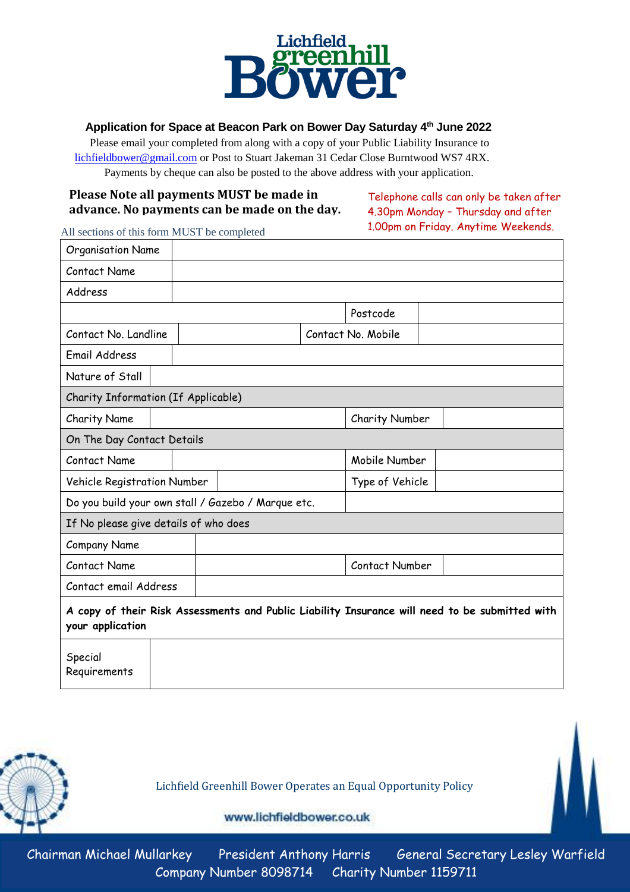# Lichfield greenhill Bower

### Application for Space at Beacon Park on Bower Day Saturday 4th June 2022

Please email your completed from along with a copy of your Public Liability Insurance to lichfieldbower@gmail.com or Post to Stuart Jakeman 31 Cedar Close Burntwood WS7 4RX.
Payments by cheque can also be posted to the above address with your application.

**Please Note all payments MUST be made in advance. No payments can be made on the day.**

Telephone calls can only be taken after 4.30pm Monday – Thursday and after 1.00pm on Friday. Anytime Weekends.

All sections of this form MUST be completed

| | | | |
|---|---|---|---|
| Organisation Name | | | |
| Contact Name | | | |
| Address | | | |
| | | Postcode | |
| Contact No. Landline | | Contact No. Mobile | |
| Email Address | | | |
| Nature of Stall | | | |
| **Charity Information (If Applicable)** | | | |
| Charity Name | | Charity Number | |
| **On The Day Contact Details** | | | |
| Contact Name | | Mobile Number | |
| Vehicle Registration Number | | Type of Vehicle | |
| Do you build your own stall / Gazebo / Marque etc. | | | |
| **If No please give details of who does** | | | |
| Company Name | | | |
| Contact Name | | Contact Number | |
| Contact email Address | | | |
| **A copy of their Risk Assessments and Public Liability Insurance will need to be submitted with your application** | | | |
| Special Requirements | | | |

Lichfield Greenhill Bower Operates an Equal Opportunity Policy

www.lichfieldbower.co.uk

Chairman Michael Mullarkey President Anthony Harris General Secretary Lesley Warfield
Company Number 8098714 Charity Number 1159711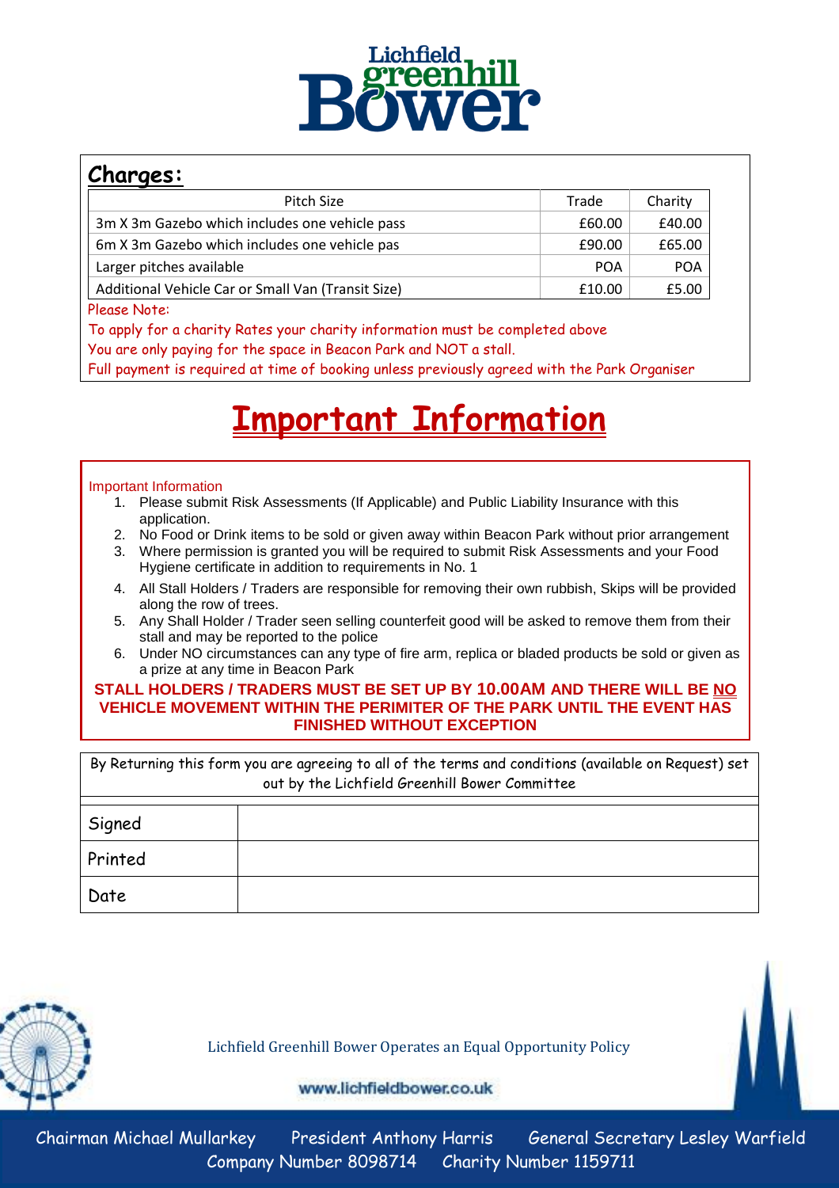# Lichfield greenhill Bower

## Charges:

| Pitch Size | Trade | Charity |
|---|---|---|
| 3m X 3m Gazebo which includes one vehicle pass | £60.00 | £40.00 |
| 6m X 3m Gazebo which includes one vehicle pas | £90.00 | £65.00 |
| Larger pitches available | POA | POA |
| Additional Vehicle Car or Small Van (Transit Size) | £10.00 | £5.00 |

Please Note:

To apply for a charity Rates your charity information must be completed above

You are only paying for the space in Beacon Park and NOT a stall.

Full payment is required at time of booking unless previously agreed with the Park Organiser

# Important Information

Important Information

1. Please submit Risk Assessments (If Applicable) and Public Liability Insurance with this application.
2. No Food or Drink items to be sold or given away within Beacon Park without prior arrangement
3. Where permission is granted you will be required to submit Risk Assessments and your Food Hygiene certificate in addition to requirements in No. 1
4. All Stall Holders / Traders are responsible for removing their own rubbish, Skips will be provided along the row of trees.
5. Any Shall Holder / Trader seen selling counterfeit good will be asked to remove them from their stall and may be reported to the police
6. Under NO circumstances can any type of fire arm, replica or bladed products be sold or given as a prize at any time in Beacon Park

**STALL HOLDERS / TRADERS MUST BE SET UP BY 10.00AM AND THERE WILL BE NO VEHICLE MOVEMENT WITHIN THE PERIMITER OF THE PARK UNTIL THE EVENT HAS FINISHED WITHOUT EXCEPTION**

By Returning this form you are agreeing to all of the terms and conditions (available on Request) set out by the Lichfield Greenhill Bower Committee

| | |
|---|---|
| Signed | |
| Printed | |
| Date | |

Lichfield Greenhill Bower Operates an Equal Opportunity Policy

www.lichfieldbower.co.uk

Chairman Michael Mullarkey President Anthony Harris General Secretary Lesley Warfield

Company Number 8098714 Charity Number 1159711